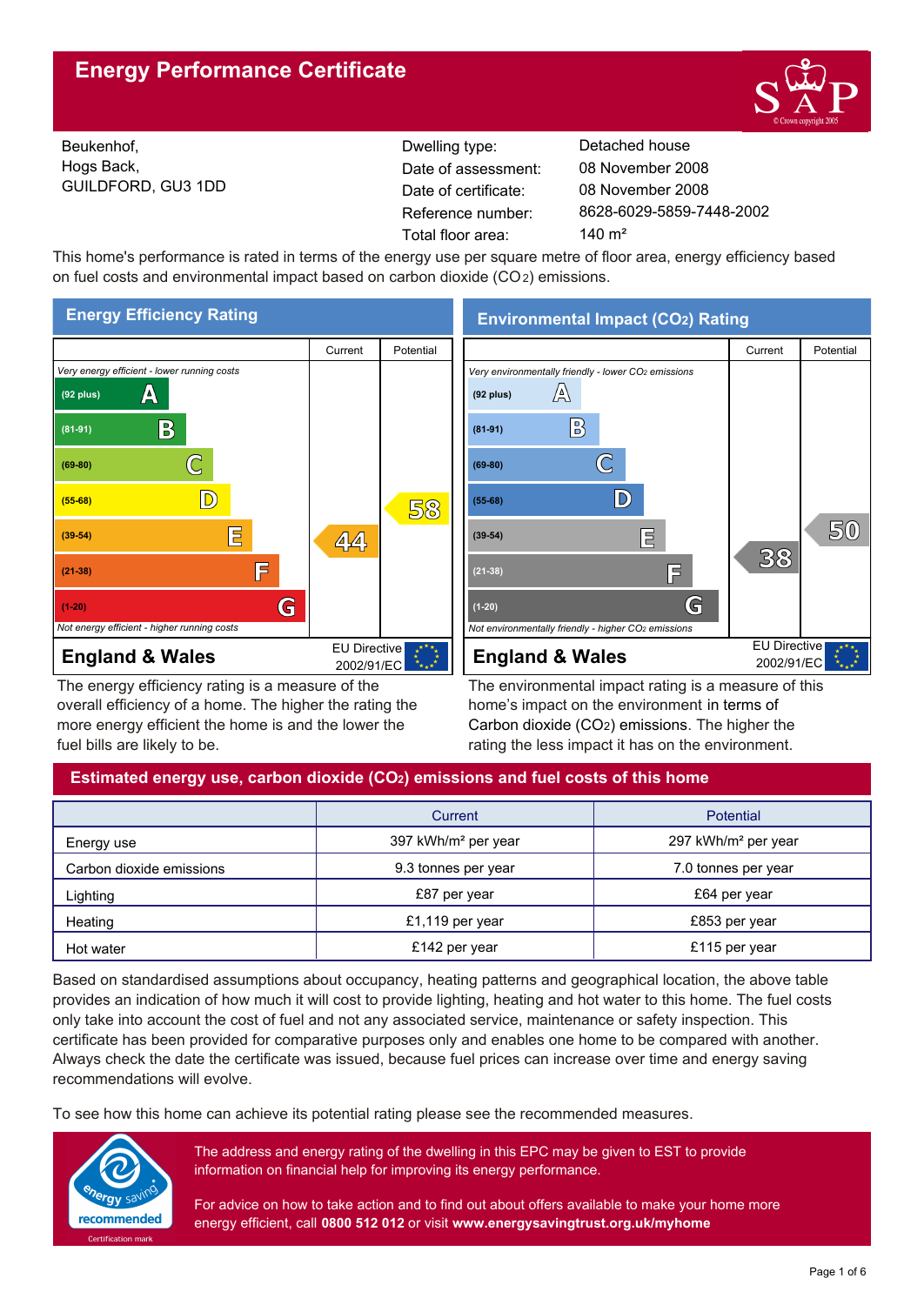# Energy Performance Certificate

Beukenhof,
Hogs Back,
GUILDFORD, GU3 1DD

| | |
|---|---|
| Dwelling type: | Detached house |
| Date of assessment: | 08 November 2008 |
| Date of certificate: | 08 November 2008 |
| Reference number: | 8628-6029-5859-7448-2002 |
| Total floor area: | 140 m² |

This home's performance is rated in terms of the energy use per square metre of floor area, energy efficiency based on fuel costs and environmental impact based on carbon dioxide ($CO_2$) emissions.

## Energy Efficiency Rating

| | Current | Potential |
|---|---|---|
| *Very energy efficient - lower running costs* | | |
| (92 plus) A | | |
| (81-91) B | | |
| (69-80) C | | |
| (55-68) D | | 58 |
| (39-54) E | 44 | |
| (21-38) F | | |
| (1-20) G | | |
| *Not energy efficient - higher running costs* | | |

**England & Wales** — EU Directive 2002/91/EC

The energy efficiency rating is a measure of the overall efficiency of a home. The higher the rating the more energy efficient the home is and the lower the fuel bills are likely to be.

## Environmental Impact ($CO_2$) Rating

| | Current | Potential |
|---|---|---|
| *Very environmentally friendly - lower $CO_2$ emissions* | | |
| (92 plus) A | | |
| (81-91) B | | |
| (69-80) C | | |
| (55-68) D | | |
| (39-54) E | | 50 |
| (21-38) F | 38 | |
| (1-20) G | | |
| *Not environmentally friendly - higher $CO_2$ emissions* | | |

**England & Wales** — EU Directive 2002/91/EC

The environmental impact rating is a measure of this home's impact on the environment in terms of Carbon dioxide ($CO_2$) emissions. The higher the rating the less impact it has on the environment.

## Estimated energy use, carbon dioxide ($CO_2$) emissions and fuel costs of this home

| | Current | Potential |
|---|---|---|
| Energy use | 397 kWh/m² per year | 297 kWh/m² per year |
| Carbon dioxide emissions | 9.3 tonnes per year | 7.0 tonnes per year |
| Lighting | £87 per year | £64 per year |
| Heating | £1,119 per year | £853 per year |
| Hot water | £142 per year | £115 per year |

Based on standardised assumptions about occupancy, heating patterns and geographical location, the above table provides an indication of how much it will cost to provide lighting, heating and hot water to this home. The fuel costs only take into account the cost of fuel and not any associated service, maintenance or safety inspection. This certificate has been provided for comparative purposes only and enables one home to be compared with another. Always check the date the certificate was issued, because fuel prices can increase over time and energy saving recommendations will evolve.

To see how this home can achieve its potential rating please see the recommended measures.

The address and energy rating of the dwelling in this EPC may be given to EST to provide information on financial help for improving its energy performance.

For advice on how to take action and to find out about offers available to make your home more energy efficient, call **0800 512 012** or visit **www.energysavingtrust.org.uk/myhome**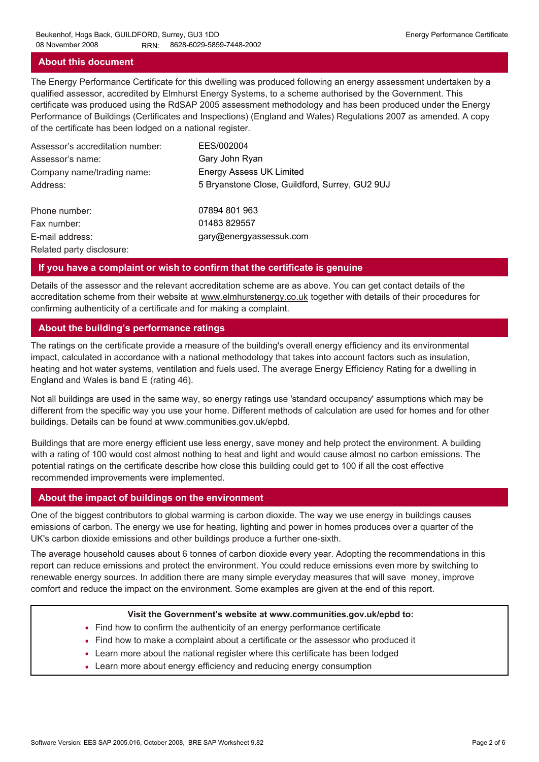## About this document

The Energy Performance Certificate for this dwelling was produced following an energy assessment undertaken by a qualified assessor, accredited by Elmhurst Energy Systems, to a scheme authorised by the Government. This certificate was produced using the RdSAP 2005 assessment methodology and has been produced under the Energy Performance of Buildings (Certificates and Inspections) (England and Wales) Regulations 2007 as amended. A copy of the certificate has been lodged on a national register.

| | |
|---|---|
| Assessor's accreditation number: | EES/002004 |
| Assessor's name: | Gary John Ryan |
| Company name/trading name: | Energy Assess UK Limited |
| Address: | 5 Bryanstone Close, Guildford, Surrey, GU2 9UJ |
| Phone number: | 07894 801 963 |
| Fax number: | 01483 829557 |
| E-mail address: | gary@energyassessuk.com |
| Related party disclosure: | |

## If you have a complaint or wish to confirm that the certificate is genuine

Details of the assessor and the relevant accreditation scheme are as above. You can get contact details of the accreditation scheme from their website at www.elmhurstenergy.co.uk together with details of their procedures for confirming authenticity of a certificate and for making a complaint.

## About the building's performance ratings

The ratings on the certificate provide a measure of the building's overall energy efficiency and its environmental impact, calculated in accordance with a national methodology that takes into account factors such as insulation, heating and hot water systems, ventilation and fuels used. The average Energy Efficiency Rating for a dwelling in England and Wales is band E (rating 46).

Not all buildings are used in the same way, so energy ratings use 'standard occupancy' assumptions which may be different from the specific way you use your home. Different methods of calculation are used for homes and for other buildings. Details can be found at www.communities.gov.uk/epbd.

Buildings that are more energy efficient use less energy, save money and help protect the environment. A building with a rating of 100 would cost almost nothing to heat and light and would cause almost no carbon emissions. The potential ratings on the certificate describe how close this building could get to 100 if all the cost effective recommended improvements were implemented.

## About the impact of buildings on the environment

One of the biggest contributors to global warming is carbon dioxide. The way we use energy in buildings causes emissions of carbon. The energy we use for heating, lighting and power in homes produces over a quarter of the UK's carbon dioxide emissions and other buildings produce a further one-sixth.

The average household causes about 6 tonnes of carbon dioxide every year. Adopting the recommendations in this report can reduce emissions and protect the environment. You could reduce emissions even more by switching to renewable energy sources. In addition there are many simple everyday measures that will save money, improve comfort and reduce the impact on the environment. Some examples are given at the end of this report.

**Visit the Government's website at www.communities.gov.uk/epbd to:**

- Find how to confirm the authenticity of an energy performance certificate
- Find how to make a complaint about a certificate or the assessor who produced it
- Learn more about the national register where this certificate has been lodged
- Learn more about energy efficiency and reducing energy consumption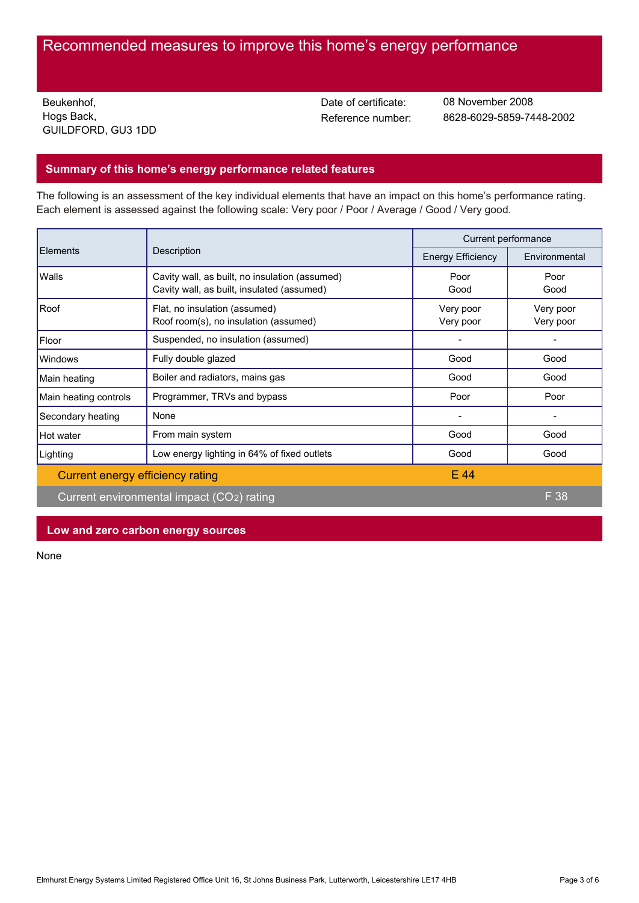# Recommended measures to improve this home's energy performance

Beukenhof,
Hogs Back,
GUILDFORD, GU3 1DD

Date of certificate: 08 November 2008
Reference number: 8628-6029-5859-7448-2002

## Summary of this home's energy performance related features

The following is an assessment of the key individual elements that have an impact on this home's performance rating. Each element is assessed against the following scale: Very poor / Poor / Average / Good / Very good.

| Elements | Description | Current performance | |
|---|---|---|---|
| | | Energy Efficiency | Environmental |
| Walls | Cavity wall, as built, no insulation (assumed)<br>Cavity wall, as built, insulated (assumed) | Poor<br>Good | Poor<br>Good |
| Roof | Flat, no insulation (assumed)<br>Roof room(s), no insulation (assumed) | Very poor<br>Very poor | Very poor<br>Very poor |
| Floor | Suspended, no insulation (assumed) | - | - |
| Windows | Fully double glazed | Good | Good |
| Main heating | Boiler and radiators, mains gas | Good | Good |
| Main heating controls | Programmer, TRVs and bypass | Poor | Poor |
| Secondary heating | None | - | - |
| Hot water | From main system | Good | Good |
| Lighting | Low energy lighting in 64% of fixed outlets | Good | Good |
| Current energy efficiency rating | | E 44 | |
| Current environmental impact ($CO_2$) rating | | | F 38 |

## Low and zero carbon energy sources

None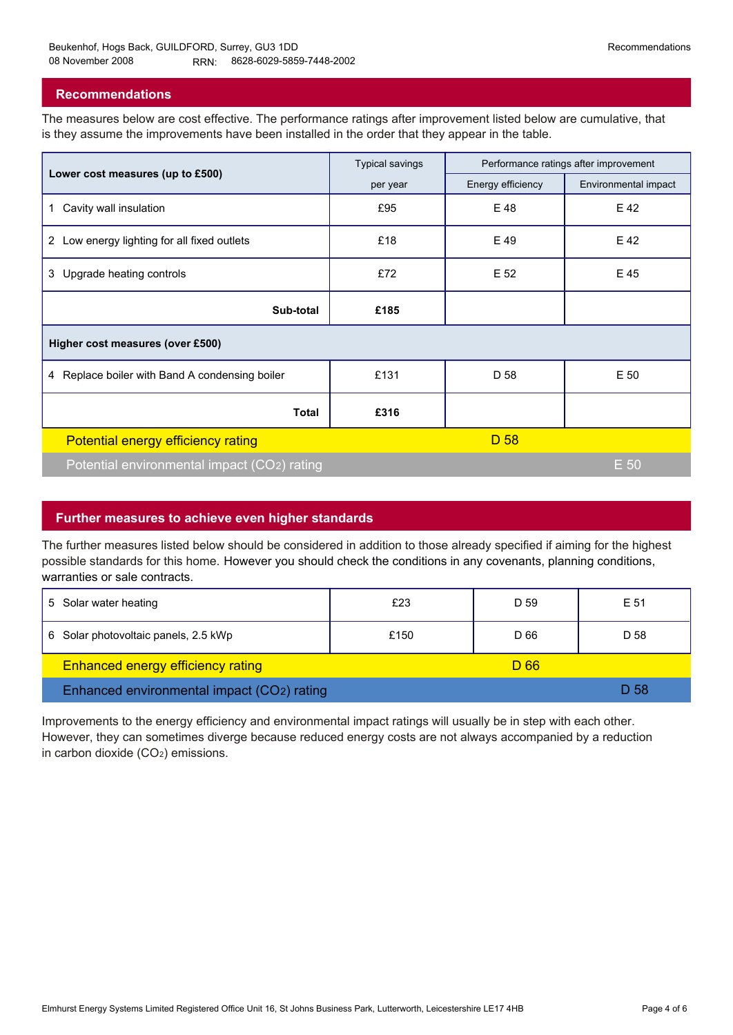## Recommendations

The measures below are cost effective. The performance ratings after improvement listed below are cumulative, that is they assume the improvements have been installed in the order that they appear in the table.

| Lower cost measures (up to £500) | Typical savings per year | Performance ratings after improvement | |
|---|---|---|---|
| | | Energy efficiency | Environmental impact |
| 1 Cavity wall insulation | £95 | E 48 | E 42 |
| 2 Low energy lighting for all fixed outlets | £18 | E 49 | E 42 |
| 3 Upgrade heating controls | £72 | E 52 | E 45 |
| **Sub-total** | **£185** | | |
| **Higher cost measures (over £500)** | | | |
| 4 Replace boiler with Band A condensing boiler | £131 | D 58 | E 50 |
| **Total** | **£316** | | |
| Potential energy efficiency rating | | D 58 | |
| Potential environmental impact ($CO_2$) rating | | | E 50 |

## Further measures to achieve even higher standards

The further measures listed below should be considered in addition to those already specified if aiming for the highest possible standards for this home. However you should check the conditions in any covenants, planning conditions, warranties or sale contracts.

| Measure | Typical savings per year | Energy efficiency | Environmental impact |
|---|---|---|---|
| 5 Solar water heating | £23 | D 59 | E 51 |
| 6 Solar photovoltaic panels, 2.5 kWp | £150 | D 66 | D 58 |
| Enhanced energy efficiency rating | | D 66 | |
| Enhanced environmental impact ($CO_2$) rating | | | D 58 |

Improvements to the energy efficiency and environmental impact ratings will usually be in step with each other. However, they can sometimes diverge because reduced energy costs are not always accompanied by a reduction in carbon dioxide ($CO_2$) emissions.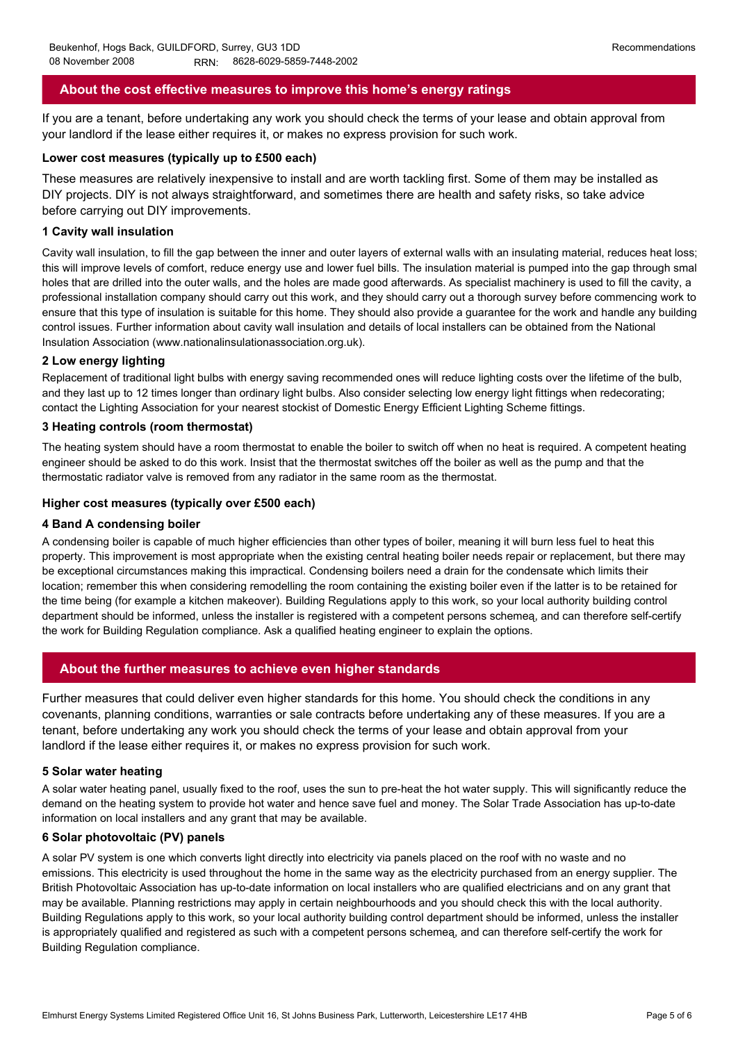## About the cost effective measures to improve this home's energy ratings

If you are a tenant, before undertaking any work you should check the terms of your lease and obtain approval from your landlord if the lease either requires it, or makes no express provision for such work.

### Lower cost measures (typically up to £500 each)

These measures are relatively inexpensive to install and are worth tackling first. Some of them may be installed as DIY projects. DIY is not always straightforward, and sometimes there are health and safety risks, so take advice before carrying out DIY improvements.

#### 1 Cavity wall insulation

Cavity wall insulation, to fill the gap between the inner and outer layers of external walls with an insulating material, reduces heat loss; this will improve levels of comfort, reduce energy use and lower fuel bills. The insulation material is pumped into the gap through smal holes that are drilled into the outer walls, and the holes are made good afterwards. As specialist machinery is used to fill the cavity, a professional installation company should carry out this work, and they should carry out a thorough survey before commencing work to ensure that this type of insulation is suitable for this home. They should also provide a guarantee for the work and handle any building control issues. Further information about cavity wall insulation and details of local installers can be obtained from the National Insulation Association (www.nationalinsulationassociation.org.uk).

#### 2 Low energy lighting

Replacement of traditional light bulbs with energy saving recommended ones will reduce lighting costs over the lifetime of the bulb, and they last up to 12 times longer than ordinary light bulbs. Also consider selecting low energy light fittings when redecorating; contact the Lighting Association for your nearest stockist of Domestic Energy Efficient Lighting Scheme fittings.

#### 3 Heating controls (room thermostat)

The heating system should have a room thermostat to enable the boiler to switch off when no heat is required. A competent heating engineer should be asked to do this work. Insist that the thermostat switches off the boiler as well as the pump and that the thermostatic radiator valve is removed from any radiator in the same room as the thermostat.

### Higher cost measures (typically over £500 each)

#### 4 Band A condensing boiler

A condensing boiler is capable of much higher efficiencies than other types of boiler, meaning it will burn less fuel to heat this property. This improvement is most appropriate when the existing central heating boiler needs repair or replacement, but there may be exceptional circumstances making this impractical. Condensing boilers need a drain for the condensate which limits their location; remember this when considering remodelling the room containing the existing boiler even if the latter is to be retained for the time being (for example a kitchen makeover). Building Regulations apply to this work, so your local authority building control department should be informed, unless the installer is registered with a competent persons schemeą, and can therefore self-certify the work for Building Regulation compliance. Ask a qualified heating engineer to explain the options.

## About the further measures to achieve even higher standards

Further measures that could deliver even higher standards for this home. You should check the conditions in any covenants, planning conditions, warranties or sale contracts before undertaking any of these measures. If you are a tenant, before undertaking any work you should check the terms of your lease and obtain approval from your landlord if the lease either requires it, or makes no express provision for such work.

#### 5 Solar water heating

A solar water heating panel, usually fixed to the roof, uses the sun to pre-heat the hot water supply. This will significantly reduce the demand on the heating system to provide hot water and hence save fuel and money. The Solar Trade Association has up-to-date information on local installers and any grant that may be available.

#### 6 Solar photovoltaic (PV) panels

A solar PV system is one which converts light directly into electricity via panels placed on the roof with no waste and no emissions. This electricity is used throughout the home in the same way as the electricity purchased from an energy supplier. The British Photovoltaic Association has up-to-date information on local installers who are qualified electricians and on any grant that may be available. Planning restrictions may apply in certain neighbourhoods and you should check this with the local authority. Building Regulations apply to this work, so your local authority building control department should be informed, unless the installer is appropriately qualified and registered as such with a competent persons schemeą, and can therefore self-certify the work for Building Regulation compliance.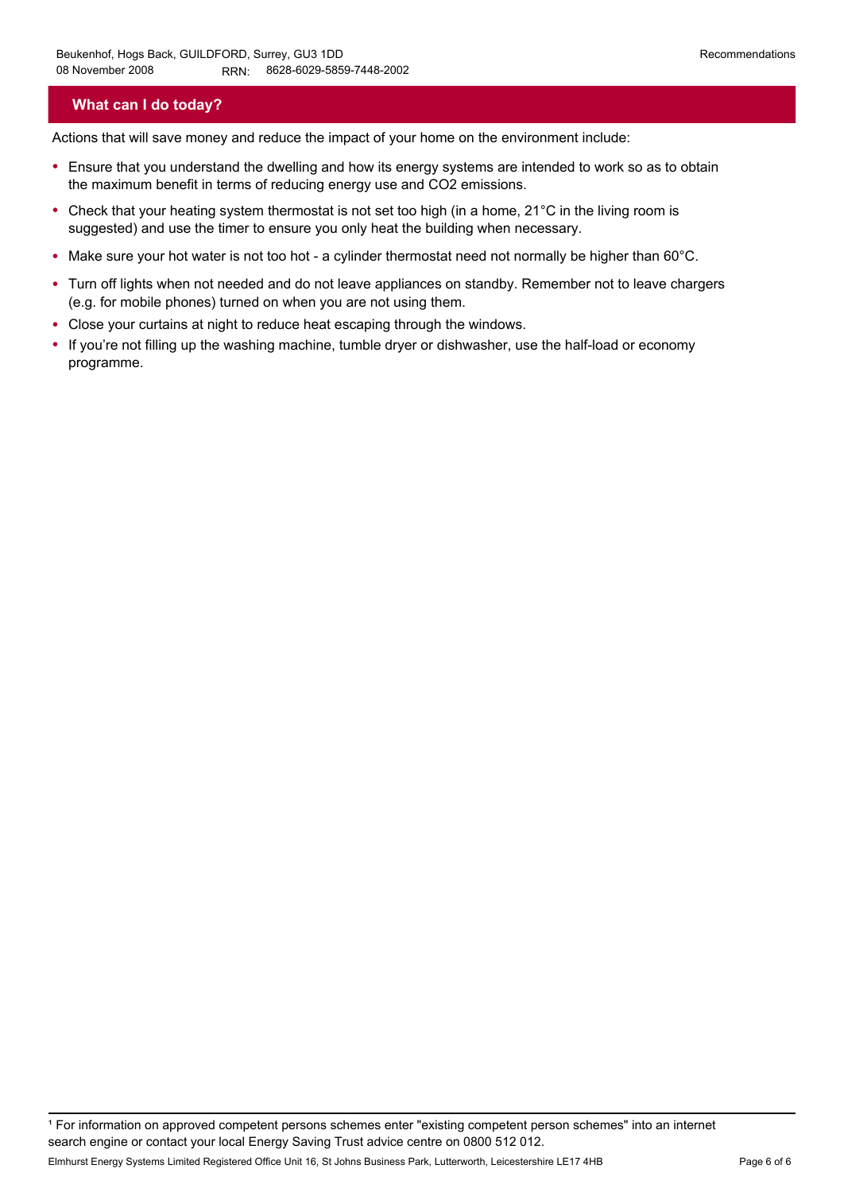## What can I do today?

Actions that will save money and reduce the impact of your home on the environment include:

- Ensure that you understand the dwelling and how its energy systems are intended to work so as to obtain the maximum benefit in terms of reducing energy use and $CO_2$ emissions.
- Check that your heating system thermostat is not set too high (in a home, 21°C in the living room is suggested) and use the timer to ensure you only heat the building when necessary.
- Make sure your hot water is not too hot - a cylinder thermostat need not normally be higher than 60°C.
- Turn off lights when not needed and do not leave appliances on standby. Remember not to leave chargers (e.g. for mobile phones) turned on when you are not using them.
- Close your curtains at night to reduce heat escaping through the windows.
- If you're not filling up the washing machine, tumble dryer or dishwasher, use the half-load or economy programme.

[1] For information on approved competent persons schemes enter "existing competent person schemes" into an internet search engine or contact your local Energy Saving Trust advice centre on 0800 512 012.